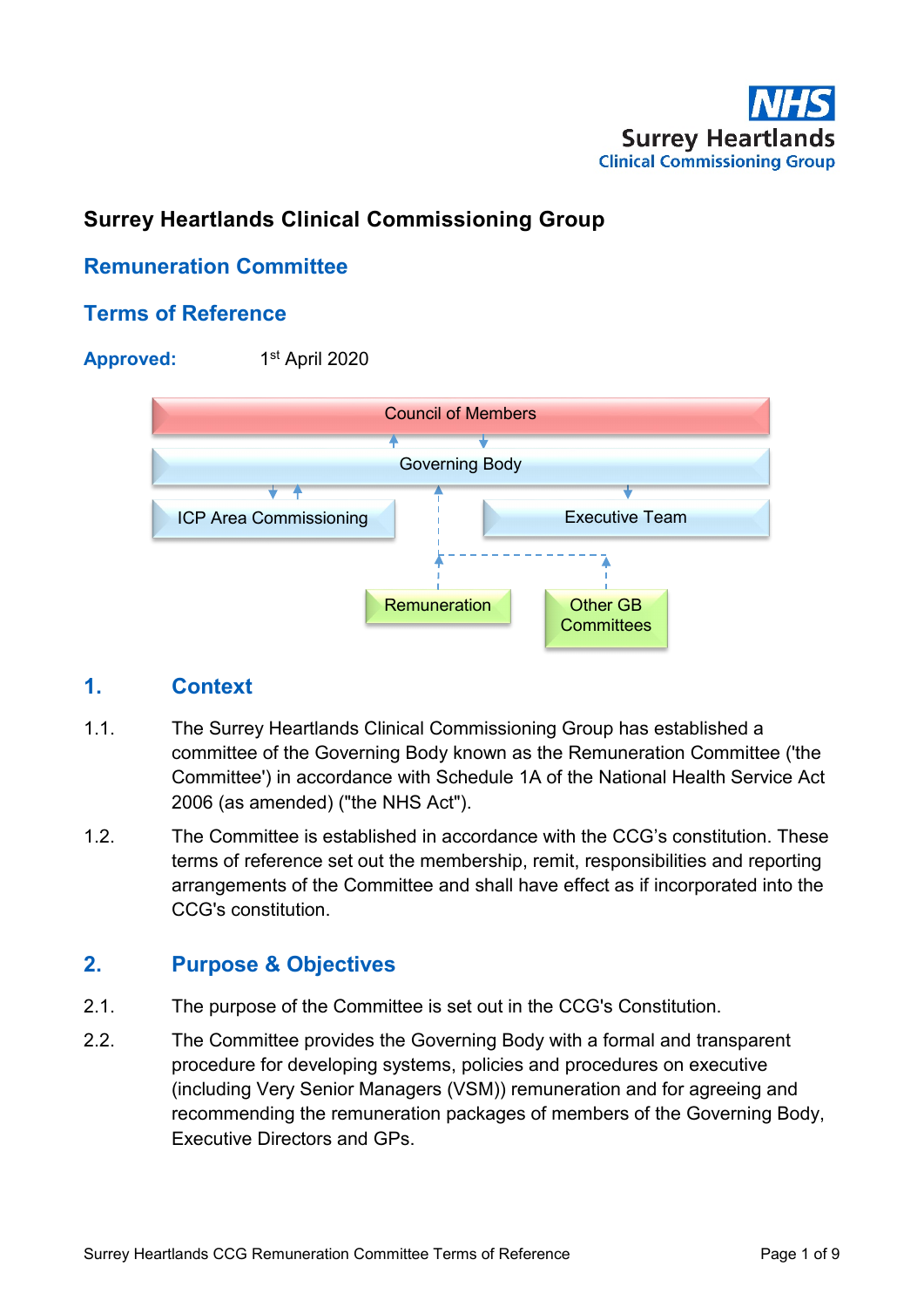NHS
Surrey Heartlands
Clinical Commissioning Group

# Surrey Heartlands Clinical Commissioning Group

## Remuneration Committee

## Terms of Reference

**Approved:** 1st April 2020

Council of Members

Governing Body

ICP Area Commissioning

Executive Team

Remuneration

Other GB Committees

## 1. Context

1.1. The Surrey Heartlands Clinical Commissioning Group has established a committee of the Governing Body known as the Remuneration Committee ('the Committee') in accordance with Schedule 1A of the National Health Service Act 2006 (as amended) ("the NHS Act").

1.2. The Committee is established in accordance with the CCG's constitution. These terms of reference set out the membership, remit, responsibilities and reporting arrangements of the Committee and shall have effect as if incorporated into the CCG's constitution.

## 2. Purpose & Objectives

2.1. The purpose of the Committee is set out in the CCG's Constitution.

2.2. The Committee provides the Governing Body with a formal and transparent procedure for developing systems, policies and procedures on executive (including Very Senior Managers (VSM)) remuneration and for agreeing and recommending the remuneration packages of members of the Governing Body, Executive Directors and GPs.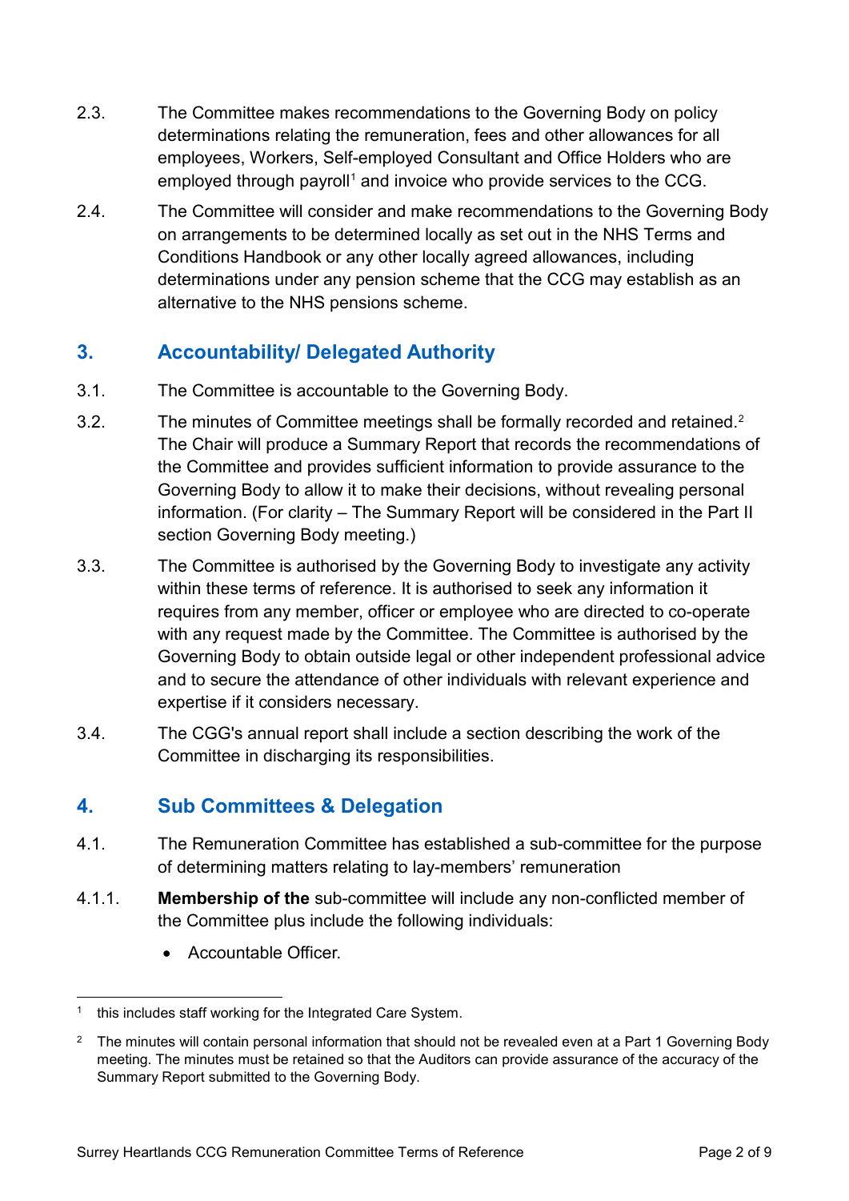2.3. The Committee makes recommendations to the Governing Body on policy determinations relating the remuneration, fees and other allowances for all employees, Workers, Self-employed Consultant and Office Holders who are employed through payroll[1] and invoice who provide services to the CCG.

2.4. The Committee will consider and make recommendations to the Governing Body on arrangements to be determined locally as set out in the NHS Terms and Conditions Handbook or any other locally agreed allowances, including determinations under any pension scheme that the CCG may establish as an alternative to the NHS pensions scheme.

## 3. Accountability/ Delegated Authority

3.1. The Committee is accountable to the Governing Body.

3.2. The minutes of Committee meetings shall be formally recorded and retained.[2] The Chair will produce a Summary Report that records the recommendations of the Committee and provides sufficient information to provide assurance to the Governing Body to allow it to make their decisions, without revealing personal information. (For clarity – The Summary Report will be considered in the Part II section Governing Body meeting.)

3.3. The Committee is authorised by the Governing Body to investigate any activity within these terms of reference. It is authorised to seek any information it requires from any member, officer or employee who are directed to co-operate with any request made by the Committee. The Committee is authorised by the Governing Body to obtain outside legal or other independent professional advice and to secure the attendance of other individuals with relevant experience and expertise if it considers necessary.

3.4. The CGG's annual report shall include a section describing the work of the Committee in discharging its responsibilities.

## 4. Sub Committees & Delegation

4.1. The Remuneration Committee has established a sub-committee for the purpose of determining matters relating to lay-members' remuneration

4.1.1. **Membership of the** sub-committee will include any non-conflicted member of the Committee plus include the following individuals:

- Accountable Officer.

---

[1] this includes staff working for the Integrated Care System.

[2] The minutes will contain personal information that should not be revealed even at a Part 1 Governing Body meeting. The minutes must be retained so that the Auditors can provide assurance of the accuracy of the Summary Report submitted to the Governing Body.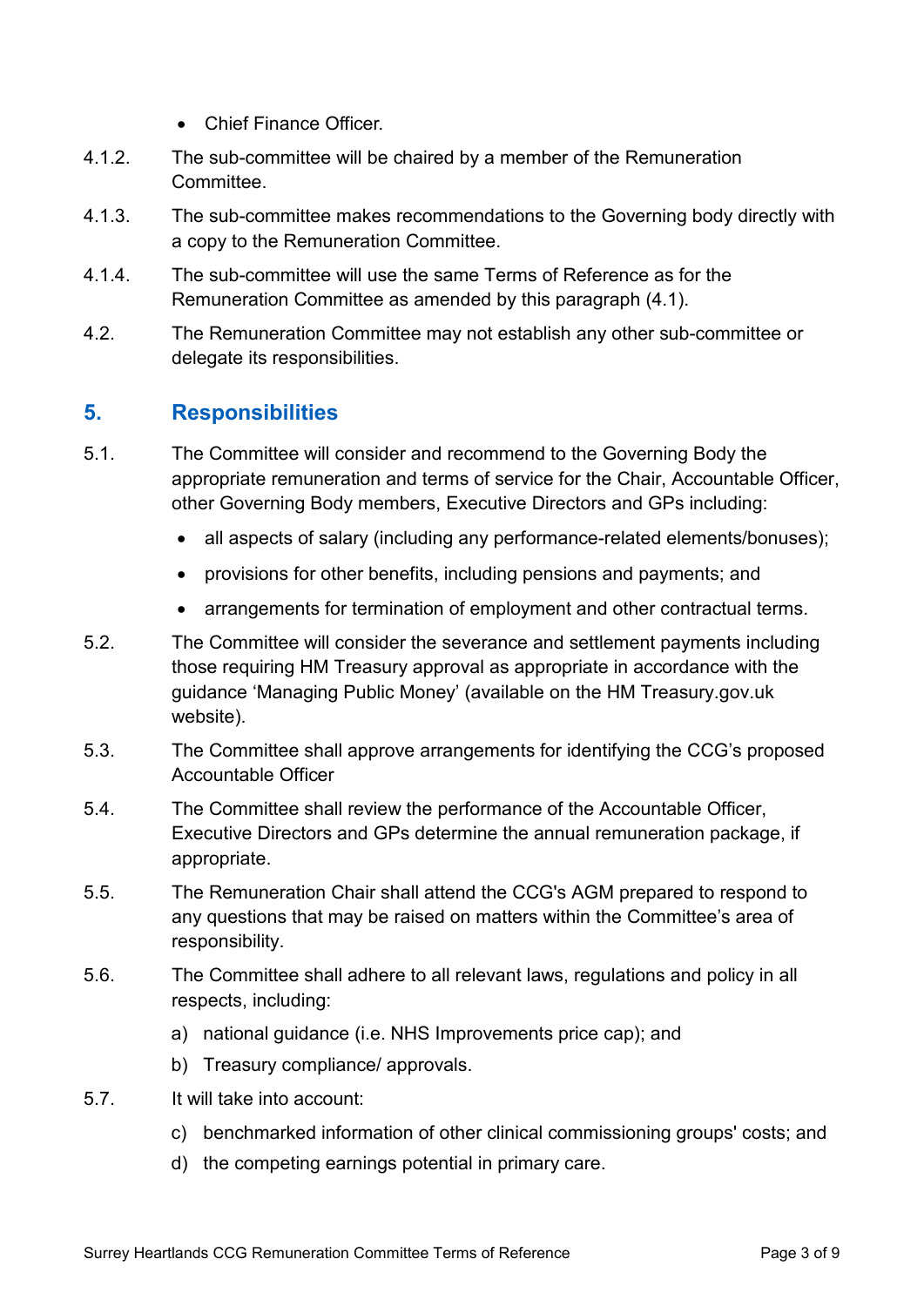- Chief Finance Officer.

4.1.2. The sub-committee will be chaired by a member of the Remuneration Committee.

4.1.3. The sub-committee makes recommendations to the Governing body directly with a copy to the Remuneration Committee.

4.1.4. The sub-committee will use the same Terms of Reference as for the Remuneration Committee as amended by this paragraph (4.1).

4.2. The Remuneration Committee may not establish any other sub-committee or delegate its responsibilities.

## 5. Responsibilities

5.1. The Committee will consider and recommend to the Governing Body the appropriate remuneration and terms of service for the Chair, Accountable Officer, other Governing Body members, Executive Directors and GPs including:

- all aspects of salary (including any performance-related elements/bonuses);
- provisions for other benefits, including pensions and payments; and
- arrangements for termination of employment and other contractual terms.

5.2. The Committee will consider the severance and settlement payments including those requiring HM Treasury approval as appropriate in accordance with the guidance 'Managing Public Money' (available on the HM Treasury.gov.uk website).

5.3. The Committee shall approve arrangements for identifying the CCG's proposed Accountable Officer

5.4. The Committee shall review the performance of the Accountable Officer, Executive Directors and GPs determine the annual remuneration package, if appropriate.

5.5. The Remuneration Chair shall attend the CCG's AGM prepared to respond to any questions that may be raised on matters within the Committee's area of responsibility.

5.6. The Committee shall adhere to all relevant laws, regulations and policy in all respects, including:

a) national guidance (i.e. NHS Improvements price cap); and

b) Treasury compliance/ approvals.

5.7. It will take into account:

c) benchmarked information of other clinical commissioning groups' costs; and

d) the competing earnings potential in primary care.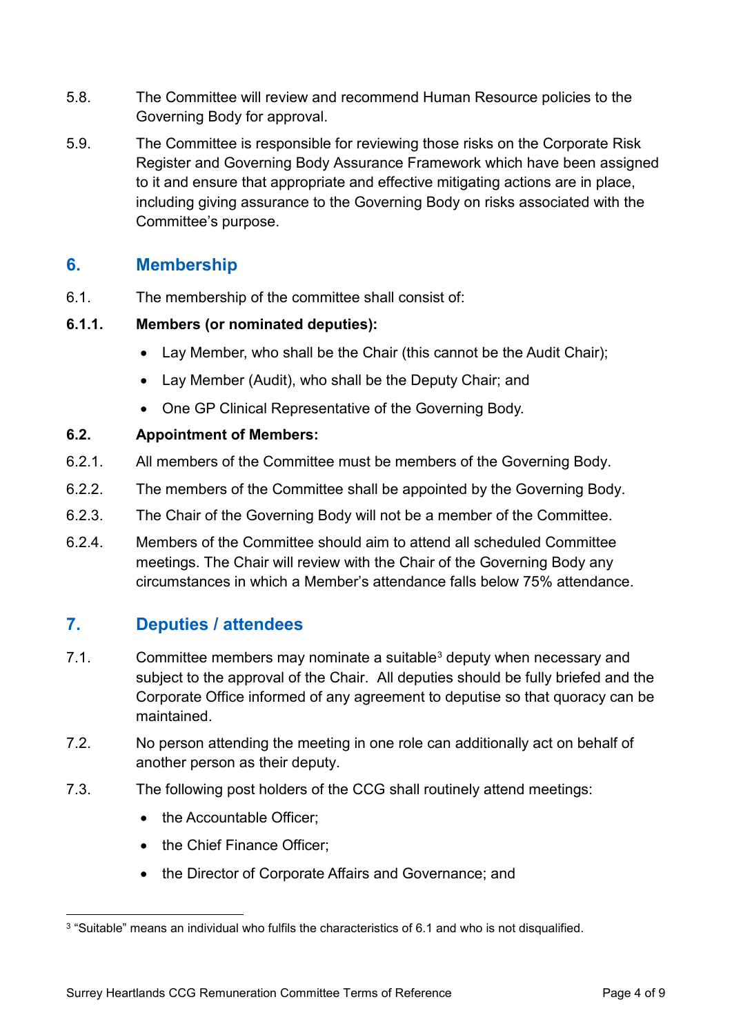5.8. The Committee will review and recommend Human Resource policies to the Governing Body for approval.

5.9. The Committee is responsible for reviewing those risks on the Corporate Risk Register and Governing Body Assurance Framework which have been assigned to it and ensure that appropriate and effective mitigating actions are in place, including giving assurance to the Governing Body on risks associated with the Committee's purpose.

## 6. Membership

6.1. The membership of the committee shall consist of:

**6.1.1. Members (or nominated deputies):**

- Lay Member, who shall be the Chair (this cannot be the Audit Chair);
- Lay Member (Audit), who shall be the Deputy Chair; and
- One GP Clinical Representative of the Governing Body.

**6.2. Appointment of Members:**

6.2.1. All members of the Committee must be members of the Governing Body.

6.2.2. The members of the Committee shall be appointed by the Governing Body.

6.2.3. The Chair of the Governing Body will not be a member of the Committee.

6.2.4. Members of the Committee should aim to attend all scheduled Committee meetings. The Chair will review with the Chair of the Governing Body any circumstances in which a Member's attendance falls below 75% attendance.

## 7. Deputies / attendees

7.1. Committee members may nominate a suitable[3] deputy when necessary and subject to the approval of the Chair. All deputies should be fully briefed and the Corporate Office informed of any agreement to deputise so that quoracy can be maintained.

7.2. No person attending the meeting in one role can additionally act on behalf of another person as their deputy.

7.3. The following post holders of the CCG shall routinely attend meetings:

- the Accountable Officer;
- the Chief Finance Officer;
- the Director of Corporate Affairs and Governance; and

[3] "Suitable" means an individual who fulfils the characteristics of 6.1 and who is not disqualified.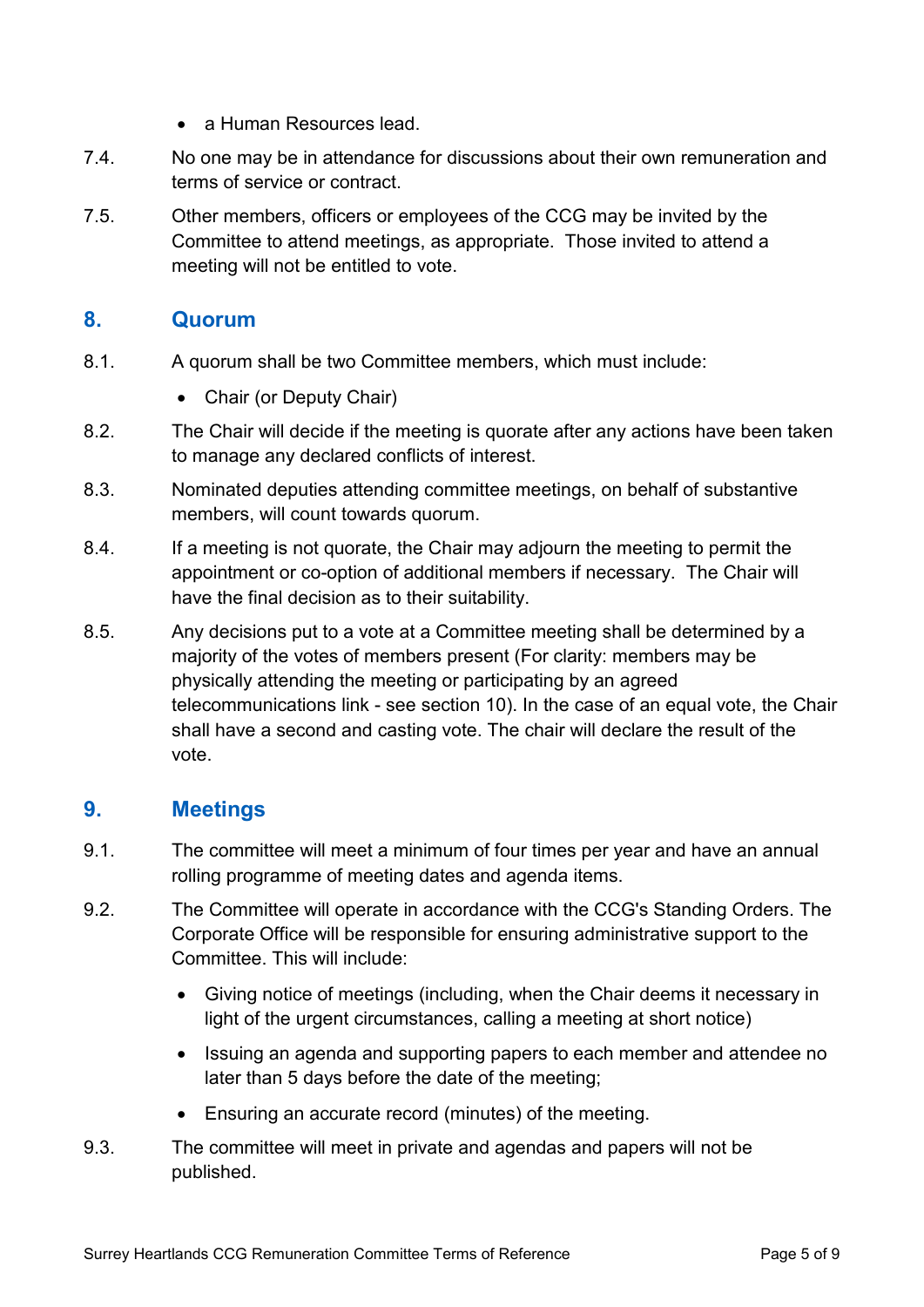- a Human Resources lead.

7.4. No one may be in attendance for discussions about their own remuneration and terms of service or contract.

7.5. Other members, officers or employees of the CCG may be invited by the Committee to attend meetings, as appropriate. Those invited to attend a meeting will not be entitled to vote.

## 8. Quorum

8.1. A quorum shall be two Committee members, which must include:

- Chair (or Deputy Chair)

8.2. The Chair will decide if the meeting is quorate after any actions have been taken to manage any declared conflicts of interest.

8.3. Nominated deputies attending committee meetings, on behalf of substantive members, will count towards quorum.

8.4. If a meeting is not quorate, the Chair may adjourn the meeting to permit the appointment or co-option of additional members if necessary. The Chair will have the final decision as to their suitability.

8.5. Any decisions put to a vote at a Committee meeting shall be determined by a majority of the votes of members present (For clarity: members may be physically attending the meeting or participating by an agreed telecommunications link - see section 10). In the case of an equal vote, the Chair shall have a second and casting vote. The chair will declare the result of the vote.

## 9. Meetings

9.1. The committee will meet a minimum of four times per year and have an annual rolling programme of meeting dates and agenda items.

9.2. The Committee will operate in accordance with the CCG's Standing Orders. The Corporate Office will be responsible for ensuring administrative support to the Committee. This will include:

- Giving notice of meetings (including, when the Chair deems it necessary in light of the urgent circumstances, calling a meeting at short notice)
- Issuing an agenda and supporting papers to each member and attendee no later than 5 days before the date of the meeting;
- Ensuring an accurate record (minutes) of the meeting.

9.3. The committee will meet in private and agendas and papers will not be published.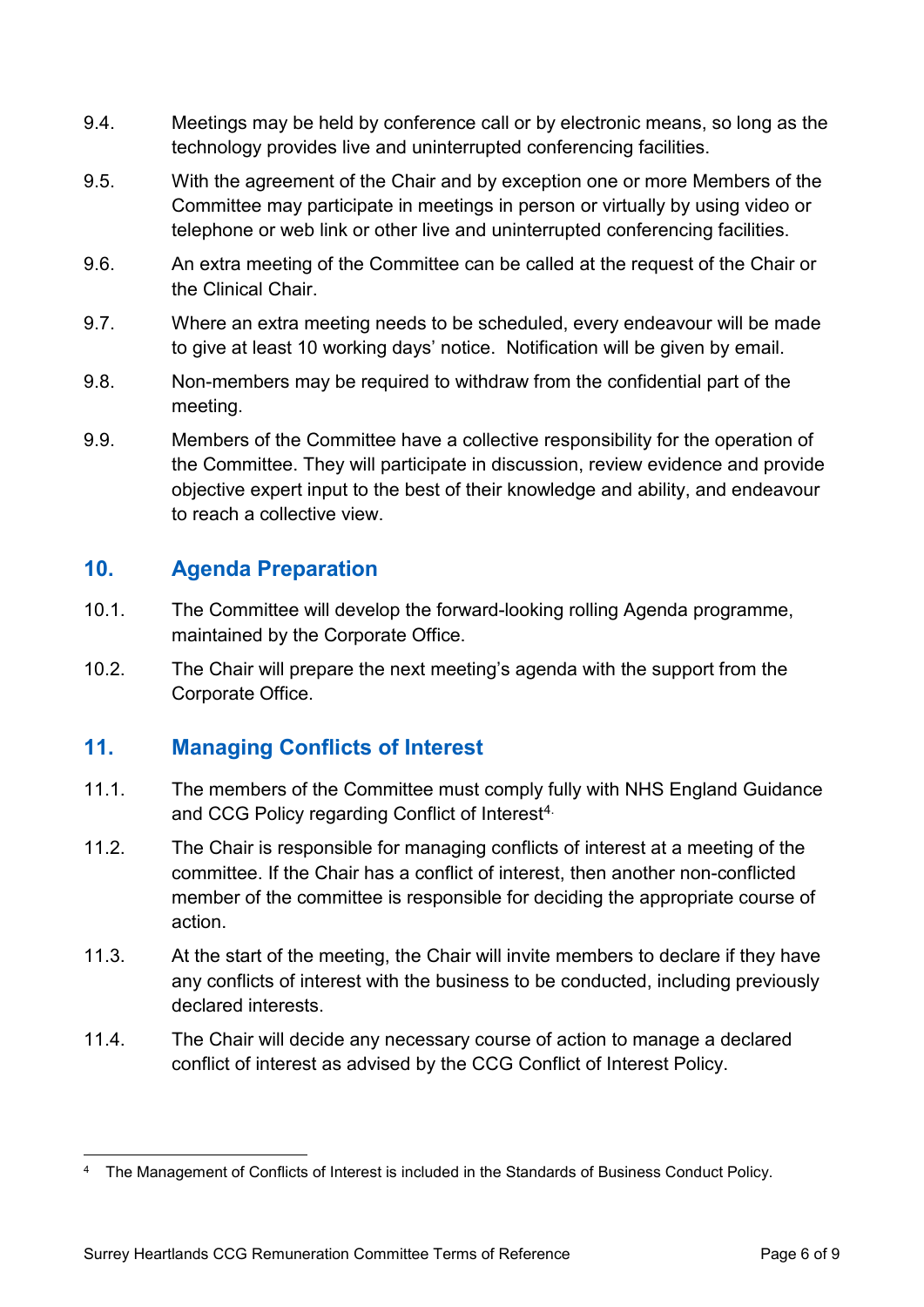9.4. Meetings may be held by conference call or by electronic means, so long as the technology provides live and uninterrupted conferencing facilities.

9.5. With the agreement of the Chair and by exception one or more Members of the Committee may participate in meetings in person or virtually by using video or telephone or web link or other live and uninterrupted conferencing facilities.

9.6. An extra meeting of the Committee can be called at the request of the Chair or the Clinical Chair.

9.7. Where an extra meeting needs to be scheduled, every endeavour will be made to give at least 10 working days' notice. Notification will be given by email.

9.8. Non-members may be required to withdraw from the confidential part of the meeting.

9.9. Members of the Committee have a collective responsibility for the operation of the Committee. They will participate in discussion, review evidence and provide objective expert input to the best of their knowledge and ability, and endeavour to reach a collective view.

## 10. Agenda Preparation

10.1. The Committee will develop the forward-looking rolling Agenda programme, maintained by the Corporate Office.

10.2. The Chair will prepare the next meeting's agenda with the support from the Corporate Office.

## 11. Managing Conflicts of Interest

11.1. The members of the Committee must comply fully with NHS England Guidance and CCG Policy regarding Conflict of Interest[4].

11.2. The Chair is responsible for managing conflicts of interest at a meeting of the committee. If the Chair has a conflict of interest, then another non-conflicted member of the committee is responsible for deciding the appropriate course of action.

11.3. At the start of the meeting, the Chair will invite members to declare if they have any conflicts of interest with the business to be conducted, including previously declared interests.

11.4. The Chair will decide any necessary course of action to manage a declared conflict of interest as advised by the CCG Conflict of Interest Policy.

---

[4] The Management of Conflicts of Interest is included in the Standards of Business Conduct Policy.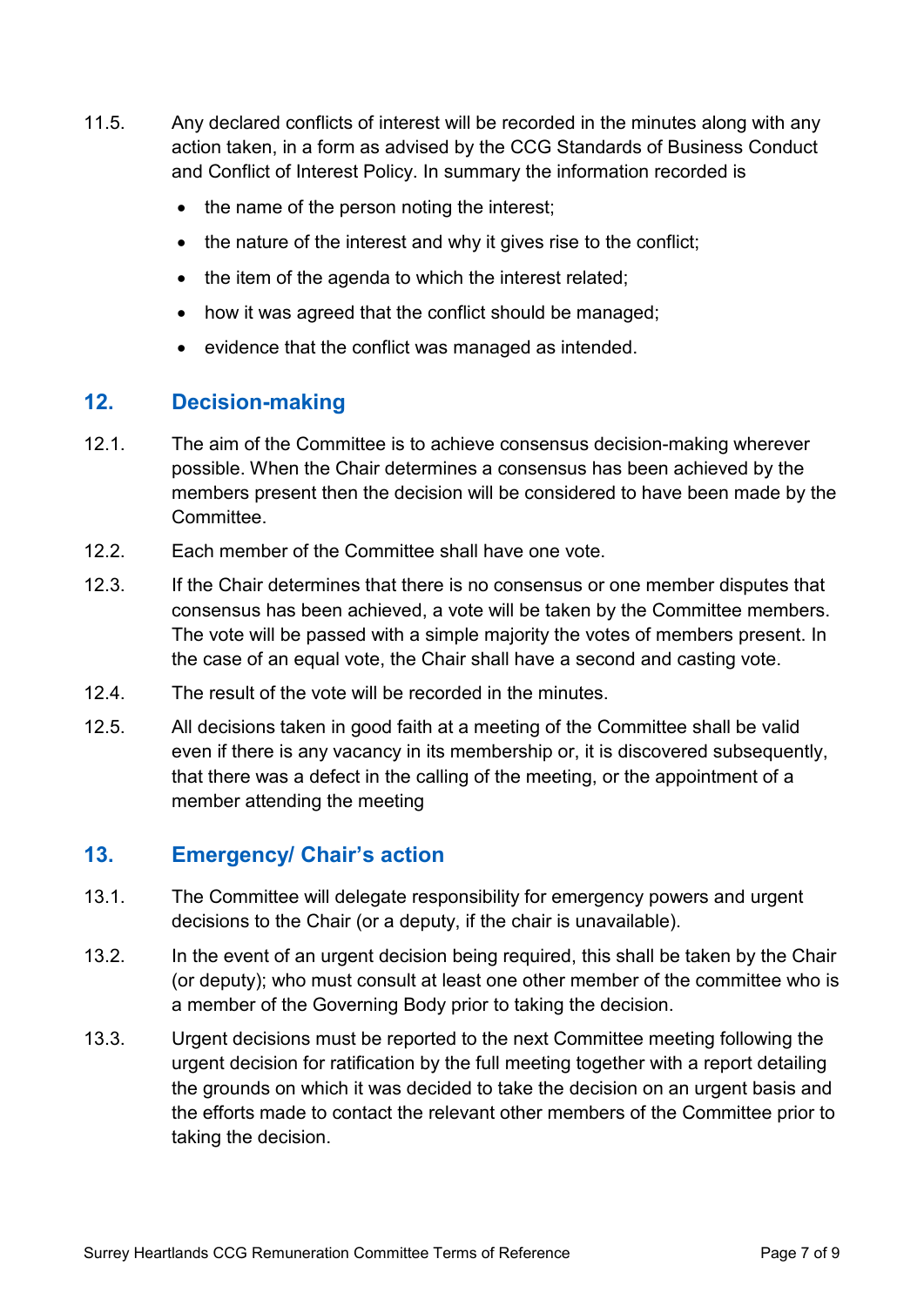11.5. Any declared conflicts of interest will be recorded in the minutes along with any action taken, in a form as advised by the CCG Standards of Business Conduct and Conflict of Interest Policy. In summary the information recorded is

- the name of the person noting the interest;
- the nature of the interest and why it gives rise to the conflict;
- the item of the agenda to which the interest related;
- how it was agreed that the conflict should be managed;
- evidence that the conflict was managed as intended.

## 12. Decision-making

12.1. The aim of the Committee is to achieve consensus decision-making wherever possible. When the Chair determines a consensus has been achieved by the members present then the decision will be considered to have been made by the Committee.

12.2. Each member of the Committee shall have one vote.

12.3. If the Chair determines that there is no consensus or one member disputes that consensus has been achieved, a vote will be taken by the Committee members. The vote will be passed with a simple majority the votes of members present. In the case of an equal vote, the Chair shall have a second and casting vote.

12.4. The result of the vote will be recorded in the minutes.

12.5. All decisions taken in good faith at a meeting of the Committee shall be valid even if there is any vacancy in its membership or, it is discovered subsequently, that there was a defect in the calling of the meeting, or the appointment of a member attending the meeting

## 13. Emergency/ Chair's action

13.1. The Committee will delegate responsibility for emergency powers and urgent decisions to the Chair (or a deputy, if the chair is unavailable).

13.2. In the event of an urgent decision being required, this shall be taken by the Chair (or deputy); who must consult at least one other member of the committee who is a member of the Governing Body prior to taking the decision.

13.3. Urgent decisions must be reported to the next Committee meeting following the urgent decision for ratification by the full meeting together with a report detailing the grounds on which it was decided to take the decision on an urgent basis and the efforts made to contact the relevant other members of the Committee prior to taking the decision.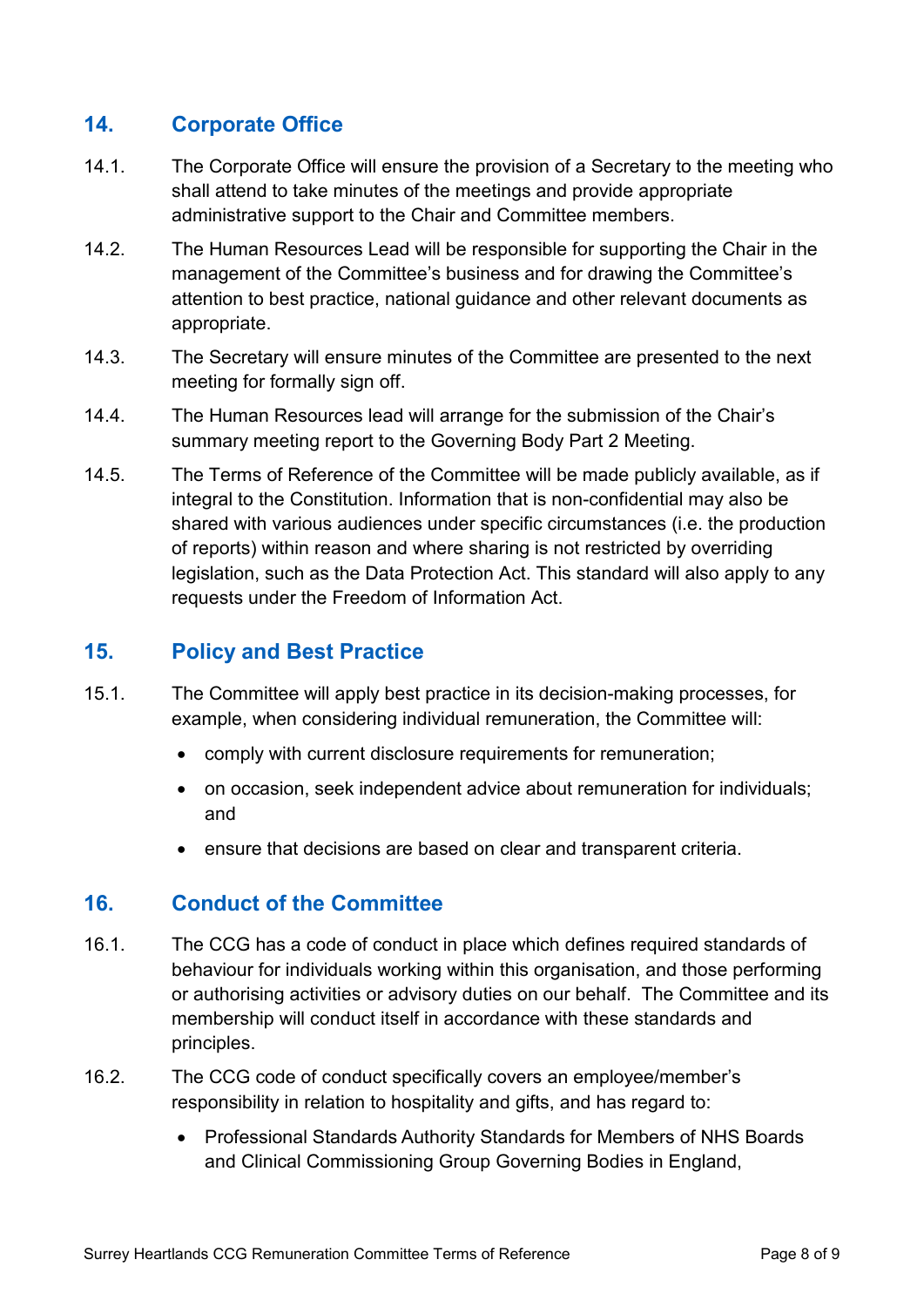## 14. Corporate Office

14.1. The Corporate Office will ensure the provision of a Secretary to the meeting who shall attend to take minutes of the meetings and provide appropriate administrative support to the Chair and Committee members.

14.2. The Human Resources Lead will be responsible for supporting the Chair in the management of the Committee's business and for drawing the Committee's attention to best practice, national guidance and other relevant documents as appropriate.

14.3. The Secretary will ensure minutes of the Committee are presented to the next meeting for formally sign off.

14.4. The Human Resources lead will arrange for the submission of the Chair's summary meeting report to the Governing Body Part 2 Meeting.

14.5. The Terms of Reference of the Committee will be made publicly available, as if integral to the Constitution. Information that is non-confidential may also be shared with various audiences under specific circumstances (i.e. the production of reports) within reason and where sharing is not restricted by overriding legislation, such as the Data Protection Act. This standard will also apply to any requests under the Freedom of Information Act.

## 15. Policy and Best Practice

15.1. The Committee will apply best practice in its decision-making processes, for example, when considering individual remuneration, the Committee will:

- comply with current disclosure requirements for remuneration;
- on occasion, seek independent advice about remuneration for individuals; and
- ensure that decisions are based on clear and transparent criteria.

## 16. Conduct of the Committee

16.1. The CCG has a code of conduct in place which defines required standards of behaviour for individuals working within this organisation, and those performing or authorising activities or advisory duties on our behalf. The Committee and its membership will conduct itself in accordance with these standards and principles.

16.2. The CCG code of conduct specifically covers an employee/member's responsibility in relation to hospitality and gifts, and has regard to:

- Professional Standards Authority Standards for Members of NHS Boards and Clinical Commissioning Group Governing Bodies in England,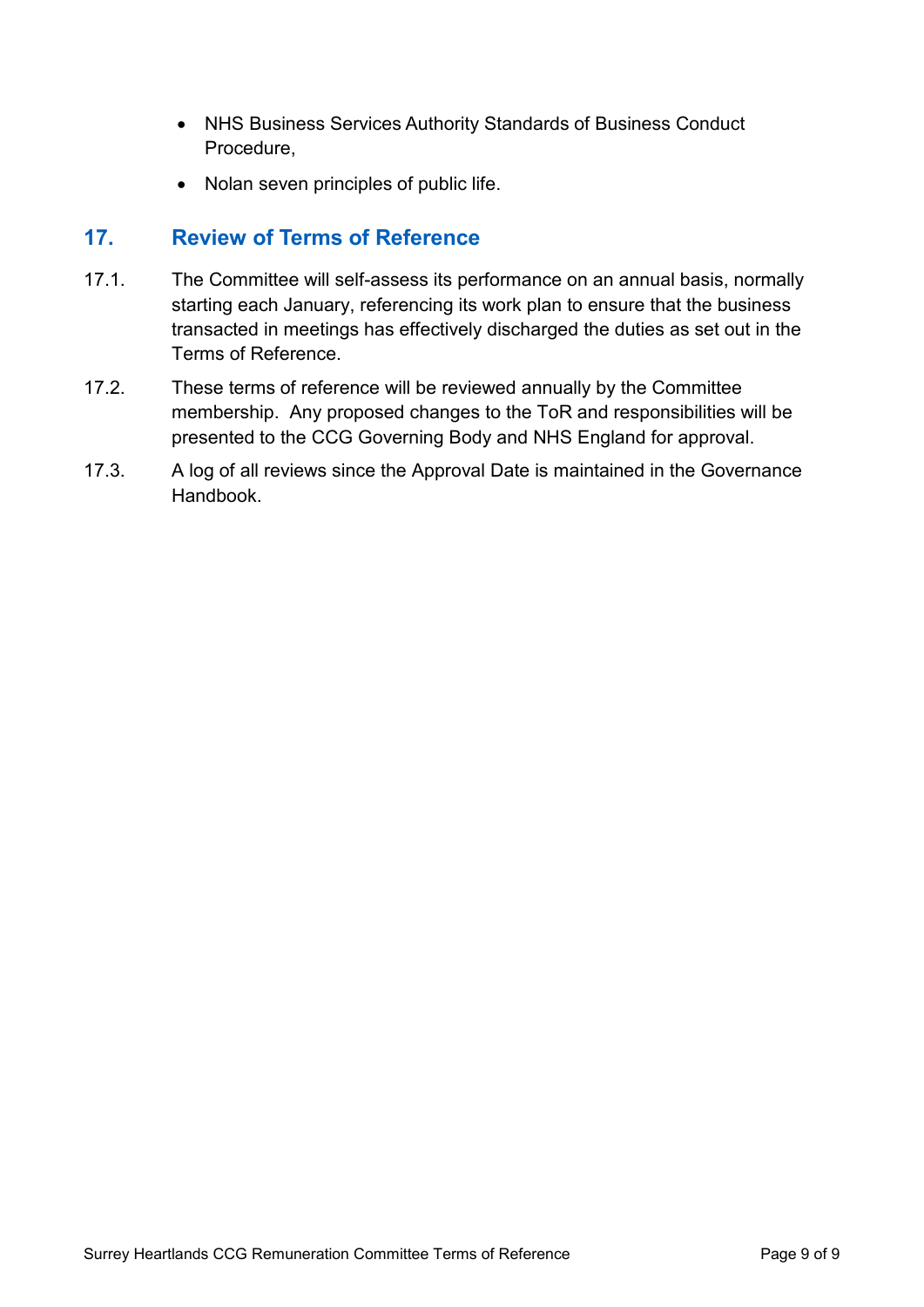- NHS Business Services Authority Standards of Business Conduct Procedure,
- Nolan seven principles of public life.

## 17. Review of Terms of Reference

17.1. The Committee will self-assess its performance on an annual basis, normally starting each January, referencing its work plan to ensure that the business transacted in meetings has effectively discharged the duties as set out in the Terms of Reference.

17.2. These terms of reference will be reviewed annually by the Committee membership. Any proposed changes to the ToR and responsibilities will be presented to the CCG Governing Body and NHS England for approval.

17.3. A log of all reviews since the Approval Date is maintained in the Governance Handbook.